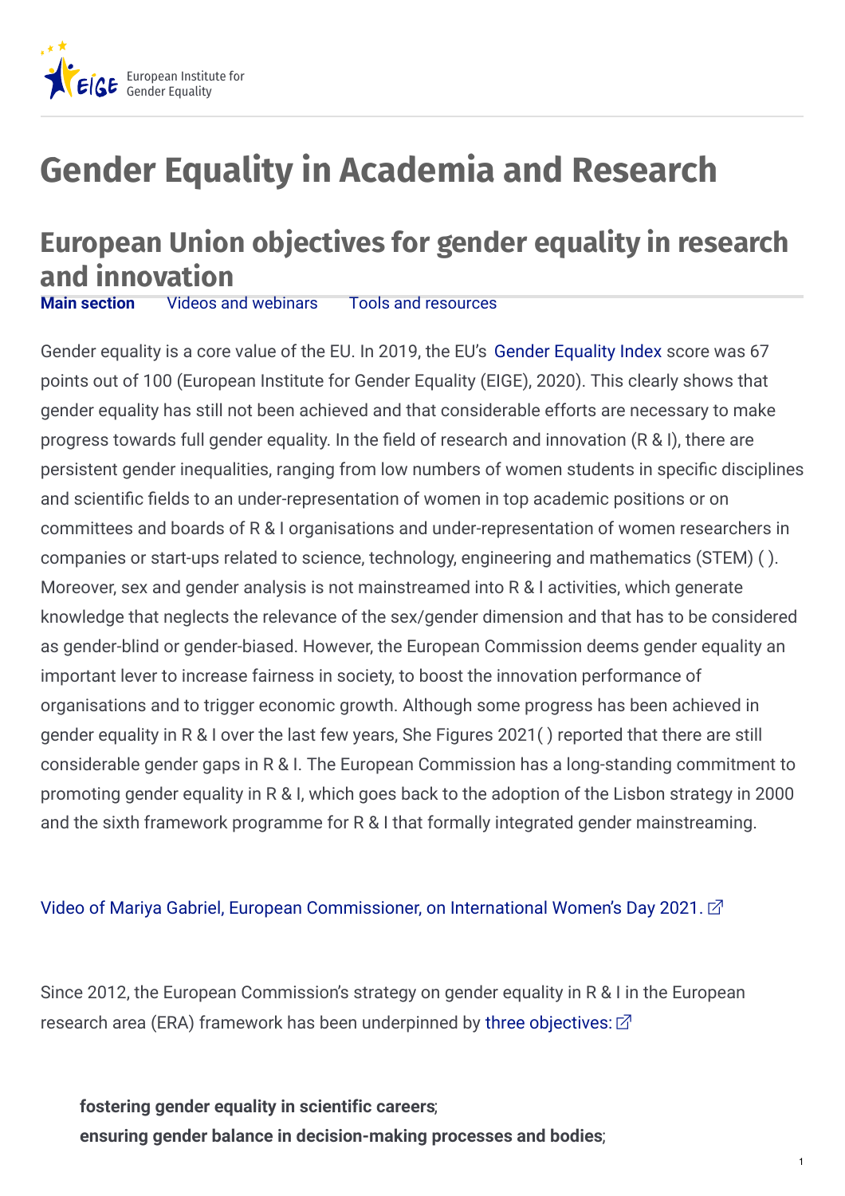European Institute for Gender Equality

# Gender Equality in Academia and Research

## European Union objectives for gender equality in research and innovation

**Main section** Videos and webinars Tools and resources

Gender equality is a core value of the EU. In 2019, the EU's Gender Equality Index score was 67 points out of 100 (European Institute for Gender Equality (EIGE), 2020). This clearly shows that gender equality has still not been achieved and that considerable efforts are necessary to make progress towards full gender equality. In the field of research and innovation (R & I), there are persistent gender inequalities, ranging from low numbers of women students in specific disciplines and scientific fields to an under-representation of women in top academic positions or on committees and boards of R & I organisations and under-representation of women researchers in companies or start-ups related to science, technology, engineering and mathematics (STEM) ( ). Moreover, sex and gender analysis is not mainstreamed into R & I activities, which generate knowledge that neglects the relevance of the sex/gender dimension and that has to be considered as gender-blind or gender-biased. However, the European Commission deems gender equality an important lever to increase fairness in society, to boost the innovation performance of organisations and to trigger economic growth. Although some progress has been achieved in gender equality in R & I over the last few years, She Figures 2021( ) reported that there are still considerable gender gaps in R & I. The European Commission has a long-standing commitment to promoting gender equality in R & I, which goes back to the adoption of the Lisbon strategy in 2000 and the sixth framework programme for R & I that formally integrated gender mainstreaming.

Video of Mariya Gabriel, European Commissioner, on International Women's Day 2021.

Since 2012, the European Commission's strategy on gender equality in R & I in the European research area (ERA) framework has been underpinned by three objectives:

- **fostering gender equality in scientific careers**;
- **ensuring gender balance in decision-making processes and bodies**;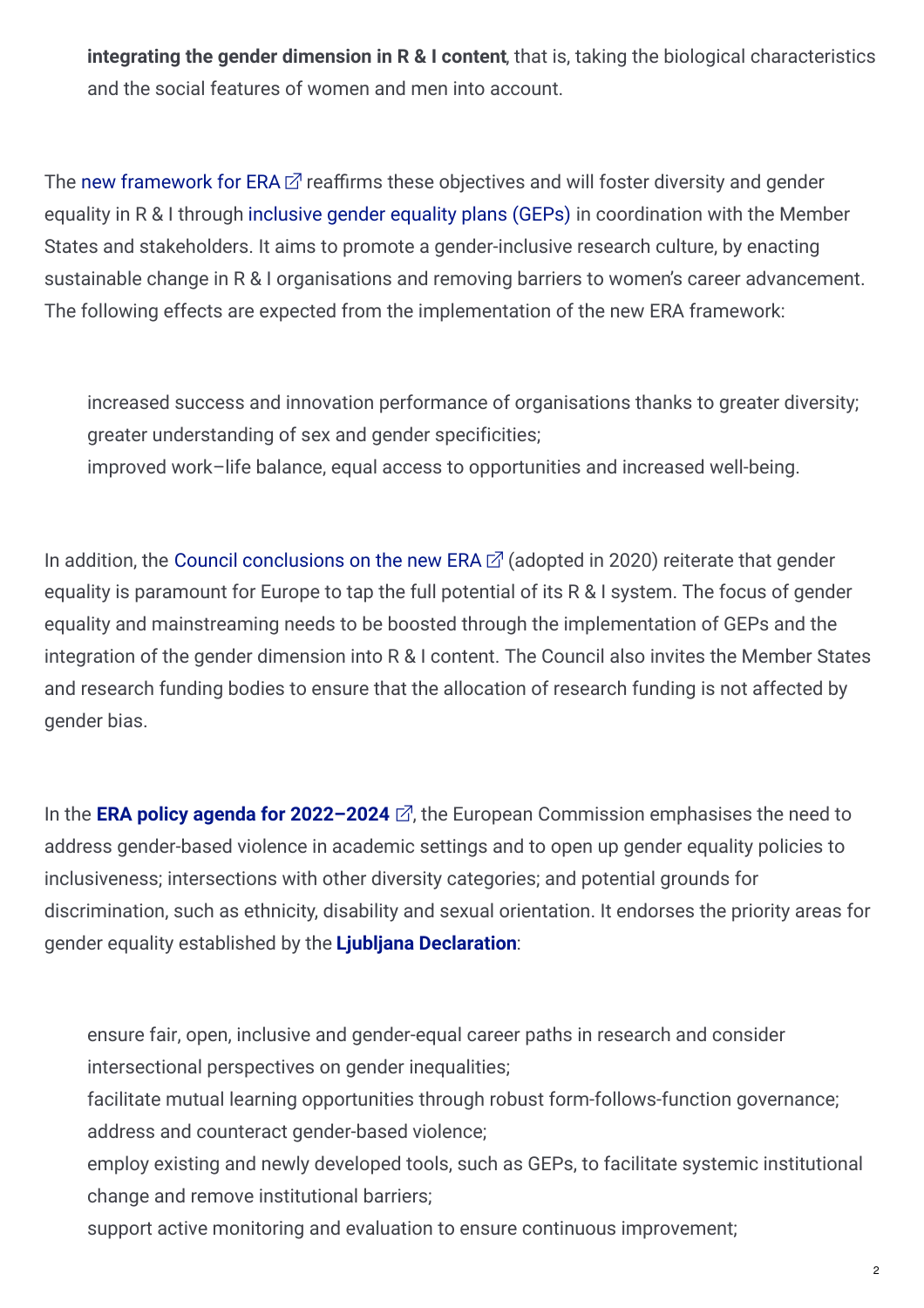- **integrating the gender dimension in R & I content**, that is, taking the biological characteristics and the social features of women and men into account.

The new framework for ERA reaffirms these objectives and will foster diversity and gender equality in R & I through inclusive gender equality plans (GEPs) in coordination with the Member States and stakeholders. It aims to promote a gender-inclusive research culture, by enacting sustainable change in R & I organisations and removing barriers to women's career advancement. The following effects are expected from the implementation of the new ERA framework:

- increased success and innovation performance of organisations thanks to greater diversity;
- greater understanding of sex and gender specificities;
- improved work–life balance, equal access to opportunities and increased well-being.

In addition, the Council conclusions on the new ERA (adopted in 2020) reiterate that gender equality is paramount for Europe to tap the full potential of its R & I system. The focus of gender equality and mainstreaming needs to be boosted through the implementation of GEPs and the integration of the gender dimension into R & I content. The Council also invites the Member States and research funding bodies to ensure that the allocation of research funding is not affected by gender bias.

In the **ERA policy agenda for 2022–2024**, the European Commission emphasises the need to address gender-based violence in academic settings and to open up gender equality policies to inclusiveness; intersections with other diversity categories; and potential grounds for discrimination, such as ethnicity, disability and sexual orientation. It endorses the priority areas for gender equality established by the **Ljubljana Declaration**:

- ensure fair, open, inclusive and gender-equal career paths in research and consider intersectional perspectives on gender inequalities;
- facilitate mutual learning opportunities through robust form-follows-function governance;
- address and counteract gender-based violence;
- employ existing and newly developed tools, such as GEPs, to facilitate systemic institutional change and remove institutional barriers;
- support active monitoring and evaluation to ensure continuous improvement;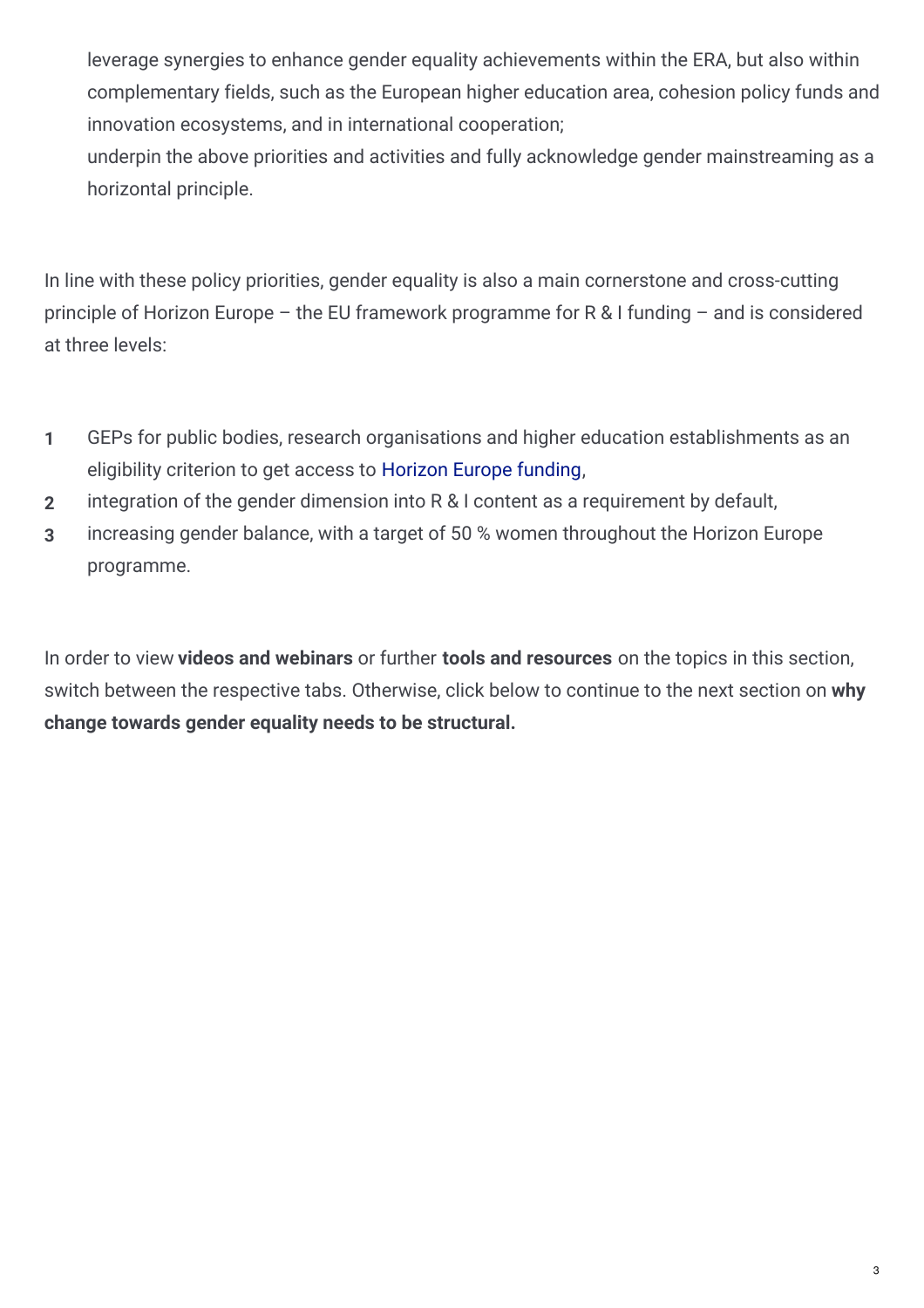- leverage synergies to enhance gender equality achievements within the ERA, but also within complementary fields, such as the European higher education area, cohesion policy funds and innovation ecosystems, and in international cooperation;
- underpin the above priorities and activities and fully acknowledge gender mainstreaming as a horizontal principle.

In line with these policy priorities, gender equality is also a main cornerstone and cross-cutting principle of Horizon Europe – the EU framework programme for R & I funding – and is considered at three levels:

1. GEPs for public bodies, research organisations and higher education establishments as an eligibility criterion to get access to Horizon Europe funding,
2. integration of the gender dimension into R & I content as a requirement by default,
3. increasing gender balance, with a target of 50 % women throughout the Horizon Europe programme.

In order to view **videos and webinars** or further **tools and resources** on the topics in this section, switch between the respective tabs. Otherwise, click below to continue to the next section on **why change towards gender equality needs to be structural.**